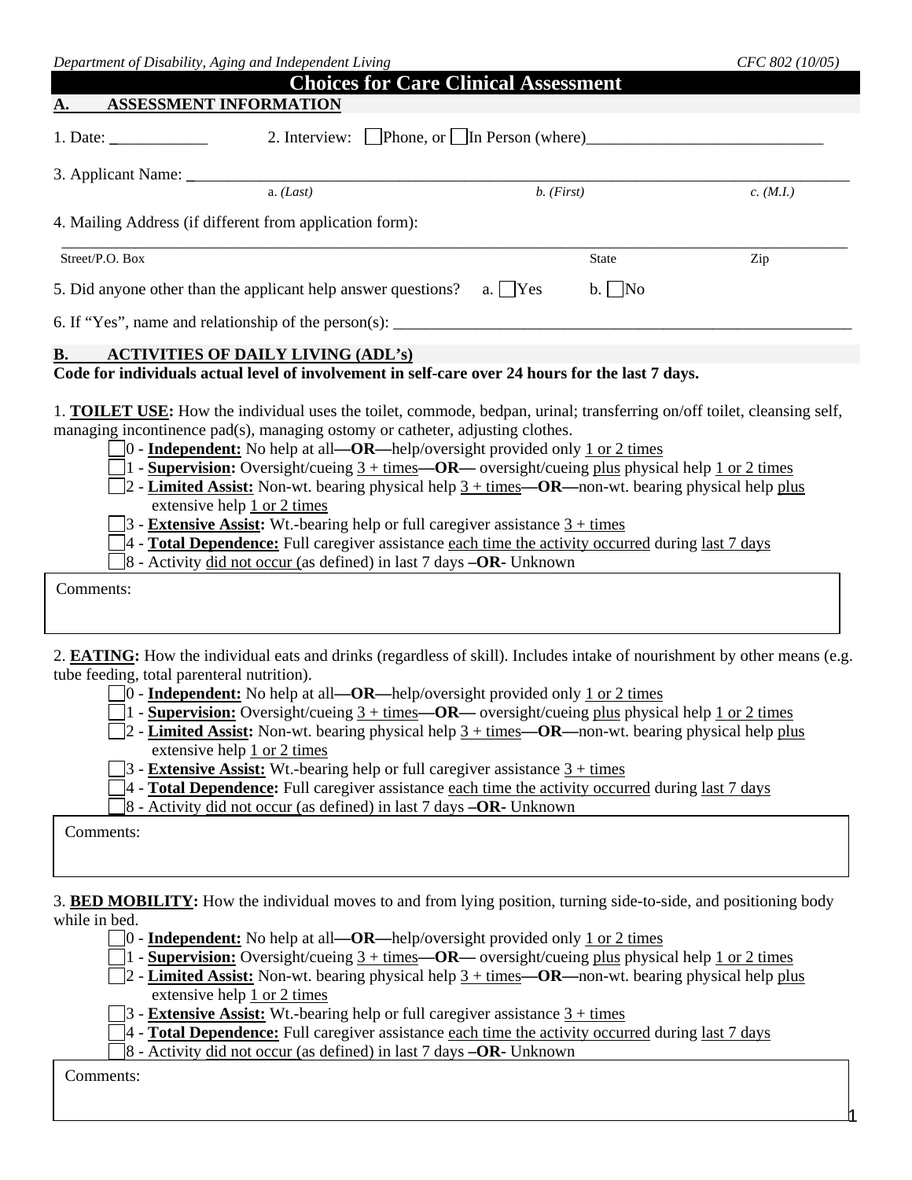Department of Disability, Aging and Independent Living CFC 802 (10/05)

# Choices for Care Clinical Assessment

## A. ASSESSMENT INFORMATION

1. Date: ____________ 2. Interview: ☐Phone, or ☐In Person (where)______________________________

3. Applicant Name: ________________________________________________________________________
a. *(Last)* *b. (First)* *c. (M.I.)*

4. Mailing Address (if different from application form):

______________________________________________________________________________________
Street/P.O. Box State Zip

5. Did anyone other than the applicant help answer questions? a. ☐Yes b. ☐No

6. If "Yes", name and relationship of the person(s): ___________________________________________________________

## B. ACTIVITIES OF DAILY LIVING (ADL's)

**Code for individuals actual level of involvement in self-care over 24 hours for the last 7 days.**

1. **TOILET USE:** How the individual uses the toilet, commode, bedpan, urinal; transferring on/off toilet, cleansing self, managing incontinence pad(s), managing ostomy or catheter, adjusting clothes.

- ☐0 - **Independent:** No help at all**—OR—**help/oversight provided only 1 or 2 times
- ☐1 - **Supervision:** Oversight/cueing 3 + times**—OR—** oversight/cueing plus physical help 1 or 2 times
- ☐2 - **Limited Assist:** Non-wt. bearing physical help 3 + times**—OR—**non-wt. bearing physical help plus extensive help 1 or 2 times
- ☐3 - **Extensive Assist:** Wt.-bearing help or full caregiver assistance 3 + times
- ☐4 - **Total Dependence:** Full caregiver assistance each time the activity occurred during last 7 days
- ☐8 - Activity did not occur (as defined) in last 7 days **–OR-** Unknown

Comments:

2. **EATING:** How the individual eats and drinks (regardless of skill). Includes intake of nourishment by other means (e.g. tube feeding, total parenteral nutrition).

- ☐0 - **Independent:** No help at all**—OR—**help/oversight provided only 1 or 2 times
- ☐1 - **Supervision:** Oversight/cueing 3 + times**—OR—** oversight/cueing plus physical help 1 or 2 times
- ☐2 - **Limited Assist:** Non-wt. bearing physical help 3 + times**—OR—**non-wt. bearing physical help plus extensive help 1 or 2 times
- ☐3 - **Extensive Assist:** Wt.-bearing help or full caregiver assistance 3 + times
- ☐4 - **Total Dependence:** Full caregiver assistance each time the activity occurred during last 7 days
- ☐8 - Activity did not occur (as defined) in last 7 days **–OR-** Unknown

Comments:

3. **BED MOBILITY:** How the individual moves to and from lying position, turning side-to-side, and positioning body while in bed.

- ☐0 - **Independent:** No help at all**—OR—**help/oversight provided only 1 or 2 times
- ☐1 - **Supervision:** Oversight/cueing 3 + times**—OR—** oversight/cueing plus physical help 1 or 2 times
- ☐2 - **Limited Assist:** Non-wt. bearing physical help 3 + times**—OR—**non-wt. bearing physical help plus extensive help 1 or 2 times
- ☐3 - **Extensive Assist:** Wt.-bearing help or full caregiver assistance 3 + times
- ☐4 - **Total Dependence:** Full caregiver assistance each time the activity occurred during last 7 days
- ☐8 - Activity did not occur (as defined) in last 7 days **–OR-** Unknown

Comments: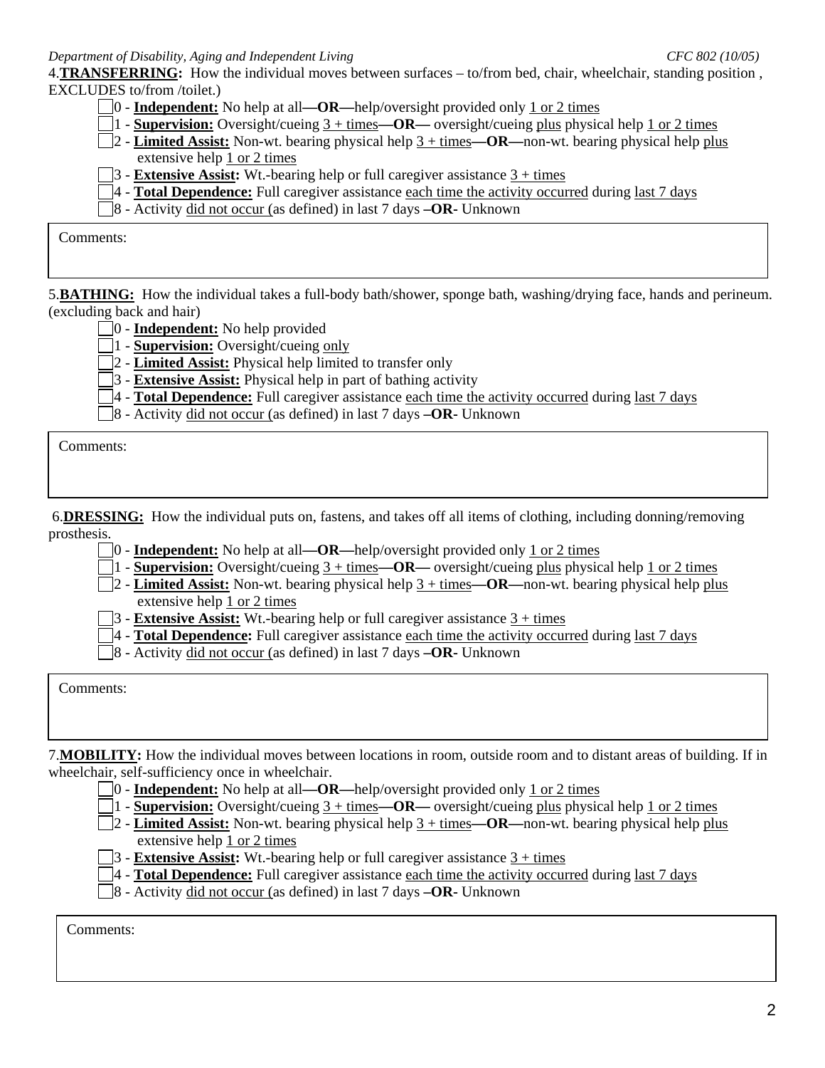4.**TRANSFERRING:** How the individual moves between surfaces – to/from bed, chair, wheelchair, standing position , EXCLUDES to/from /toilet.)

- ☐ 0 - **Independent:** No help at all**—OR—**help/oversight provided only 1 or 2 times
- ☐ 1 - **Supervision:** Oversight/cueing 3 + times**—OR—** oversight/cueing plus physical help 1 or 2 times
- ☐ 2 - **Limited Assist:** Non-wt. bearing physical help 3 + times**—OR—**non-wt. bearing physical help plus extensive help 1 or 2 times
- ☐ 3 - **Extensive Assist:** Wt.-bearing help or full caregiver assistance 3 + times
- ☐ 4 - **Total Dependence:** Full caregiver assistance each time the activity occurred during last 7 days
- ☐ 8 - Activity did not occur (as defined) in last 7 days **–OR-** Unknown

Comments:

5.**BATHING:** How the individual takes a full-body bath/shower, sponge bath, washing/drying face, hands and perineum. (excluding back and hair)

- ☐ 0 - **Independent:** No help provided
- ☐ 1 - **Supervision:** Oversight/cueing only
- ☐ 2 - **Limited Assist:** Physical help limited to transfer only
- ☐ 3 - **Extensive Assist:** Physical help in part of bathing activity
- ☐ 4 - **Total Dependence:** Full caregiver assistance each time the activity occurred during last 7 days
- ☐ 8 - Activity did not occur (as defined) in last 7 days **–OR-** Unknown

Comments:

6.**DRESSING:** How the individual puts on, fastens, and takes off all items of clothing, including donning/removing prosthesis.

- ☐ 0 - **Independent:** No help at all**—OR—**help/oversight provided only 1 or 2 times
- ☐ 1 - **Supervision:** Oversight/cueing 3 + times**—OR—** oversight/cueing plus physical help 1 or 2 times
- ☐ 2 - **Limited Assist:** Non-wt. bearing physical help 3 + times**—OR—**non-wt. bearing physical help plus extensive help 1 or 2 times
- ☐ 3 - **Extensive Assist:** Wt.-bearing help or full caregiver assistance 3 + times
- ☐ 4 - **Total Dependence:** Full caregiver assistance each time the activity occurred during last 7 days
- ☐ 8 - Activity did not occur (as defined) in last 7 days **–OR-** Unknown

Comments:

7.**MOBILITY:** How the individual moves between locations in room, outside room and to distant areas of building. If in wheelchair, self-sufficiency once in wheelchair.

- ☐ 0 - **Independent:** No help at all**—OR—**help/oversight provided only 1 or 2 times
- ☐ 1 - **Supervision:** Oversight/cueing 3 + times**—OR—** oversight/cueing plus physical help 1 or 2 times
- ☐ 2 - **Limited Assist:** Non-wt. bearing physical help 3 + times**—OR—**non-wt. bearing physical help plus extensive help 1 or 2 times
- ☐ 3 - **Extensive Assist:** Wt.-bearing help or full caregiver assistance 3 + times
- ☐ 4 - **Total Dependence:** Full caregiver assistance each time the activity occurred during last 7 days
- ☐ 8 - Activity did not occur (as defined) in last 7 days **–OR-** Unknown

Comments: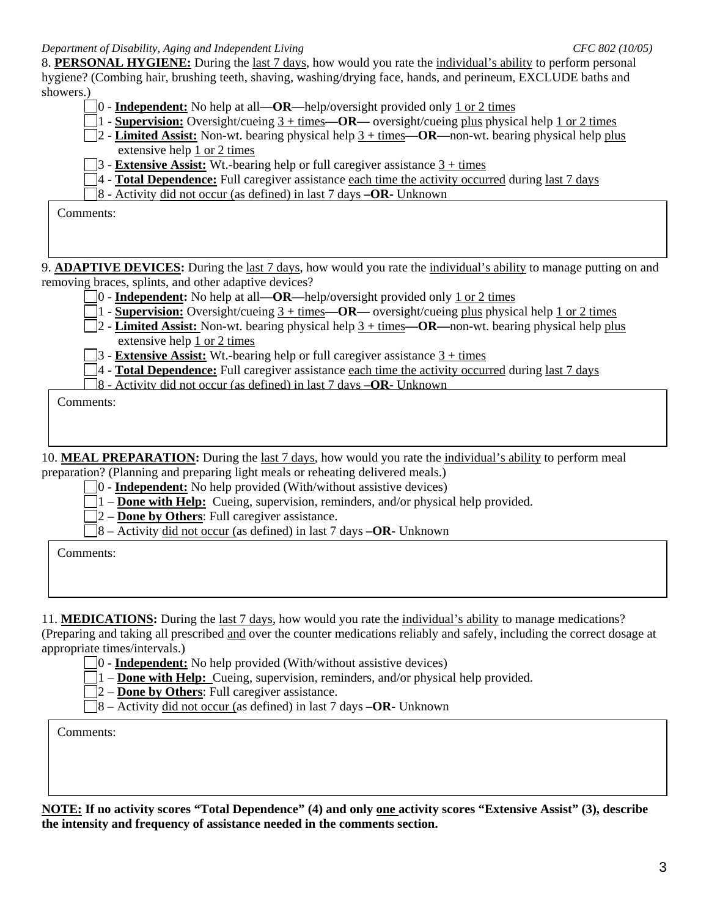8. **PERSONAL HYGIENE:** During the last 7 days, how would you rate the individual's ability to perform personal hygiene? (Combing hair, brushing teeth, shaving, washing/drying face, hands, and perineum, EXCLUDE baths and showers.)

- ☐ 0 - **Independent:** No help at all**—OR—**help/oversight provided only 1 or 2 times
- ☐ 1 - **Supervision:** Oversight/cueing 3 + times**—OR—** oversight/cueing plus physical help 1 or 2 times
- ☐ 2 - **Limited Assist:** Non-wt. bearing physical help 3 + times**—OR—**non-wt. bearing physical help plus extensive help 1 or 2 times
- ☐ 3 - **Extensive Assist:** Wt.-bearing help or full caregiver assistance 3 + times
- ☐ 4 - **Total Dependence:** Full caregiver assistance each time the activity occurred during last 7 days
- ☐ 8 - Activity did not occur (as defined) in last 7 days **–OR-** Unknown

Comments:

9. **ADAPTIVE DEVICES:** During the last 7 days, how would you rate the individual's ability to manage putting on and removing braces, splints, and other adaptive devices?

- ☐ 0 - **Independent:** No help at all**—OR—**help/oversight provided only 1 or 2 times
- ☐ 1 - **Supervision:** Oversight/cueing 3 + times**—OR—** oversight/cueing plus physical help 1 or 2 times
- ☐ 2 - **Limited Assist:** Non-wt. bearing physical help 3 + times**—OR—**non-wt. bearing physical help plus extensive help 1 or 2 times
- ☐ 3 - **Extensive Assist:** Wt.-bearing help or full caregiver assistance 3 + times
- ☐ 4 - **Total Dependence:** Full caregiver assistance each time the activity occurred during last 7 days
- ☐ 8 - Activity did not occur (as defined) in last 7 days **–OR-** Unknown

Comments:

10. **MEAL PREPARATION:** During the last 7 days, how would you rate the individual's ability to perform meal preparation? (Planning and preparing light meals or reheating delivered meals.)

- ☐ 0 - **Independent:** No help provided (With/without assistive devices)
- ☐ 1 – **Done with Help:** Cueing, supervision, reminders, and/or physical help provided.
- ☐ 2 – **Done by Others**: Full caregiver assistance.
- ☐ 8 – Activity did not occur (as defined) in last 7 days **–OR-** Unknown

Comments:

11. **MEDICATIONS:** During the last 7 days, how would you rate the individual's ability to manage medications? (Preparing and taking all prescribed and over the counter medications reliably and safely, including the correct dosage at appropriate times/intervals.)

- ☐ 0 - **Independent:** No help provided (With/without assistive devices)
- ☐ 1 – **Done with Help:** Cueing, supervision, reminders, and/or physical help provided.
- ☐ 2 – **Done by Others**: Full caregiver assistance.
- ☐ 8 – Activity did not occur (as defined) in last 7 days **–OR-** Unknown

Comments:

**NOTE: If no activity scores "Total Dependence" (4) and only one activity scores "Extensive Assist" (3), describe the intensity and frequency of assistance needed in the comments section.**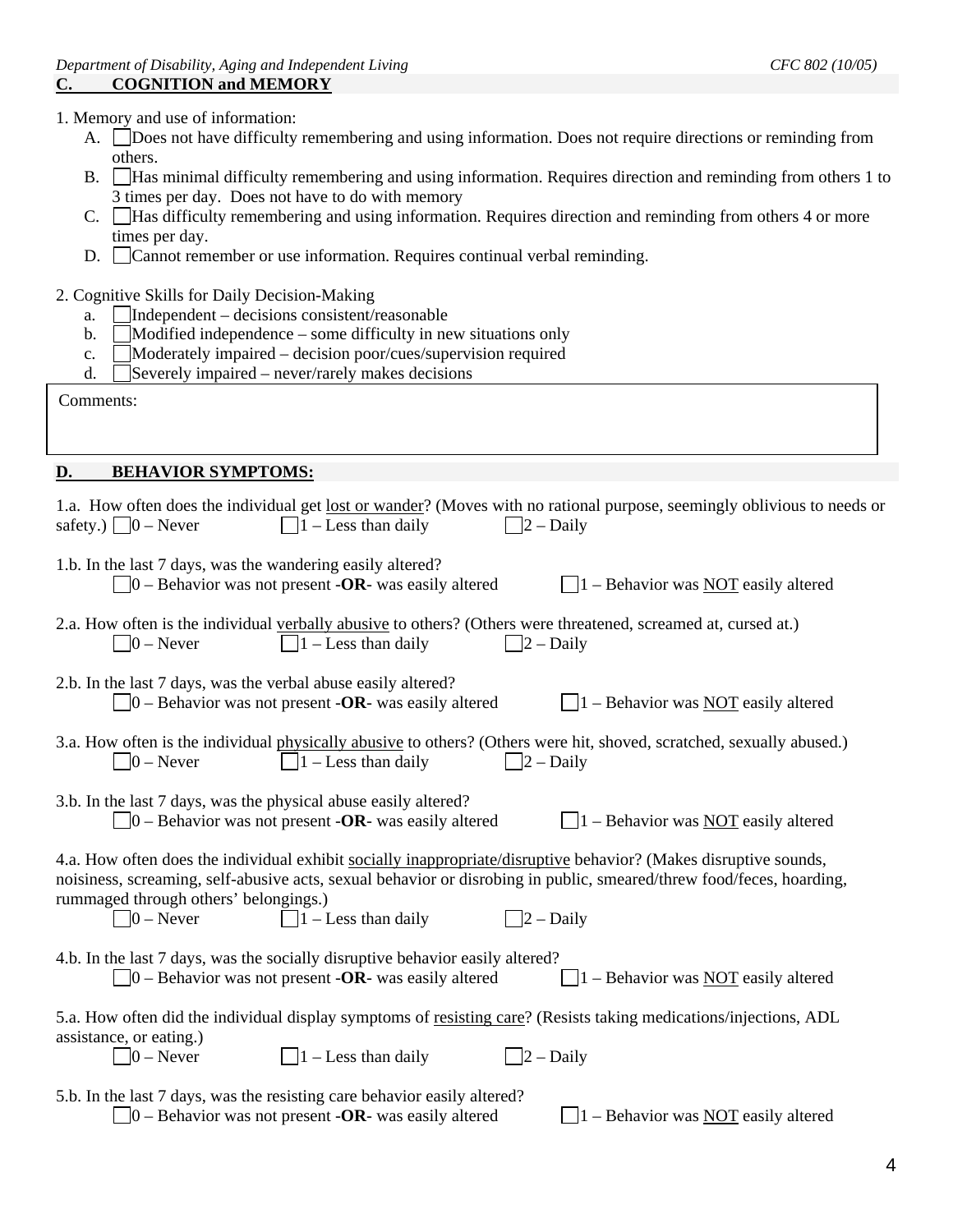## C. COGNITION and MEMORY

1. Memory and use of information:
   - A. ☐ Does not have difficulty remembering and using information. Does not require directions or reminding from others.
   - B. ☐ Has minimal difficulty remembering and using information. Requires direction and reminding from others 1 to 3 times per day. Does not have to do with memory
   - C. ☐ Has difficulty remembering and using information. Requires direction and reminding from others 4 or more times per day.
   - D. ☐ Cannot remember or use information. Requires continual verbal reminding.

2. Cognitive Skills for Daily Decision-Making
   - a. ☐ Independent – decisions consistent/reasonable
   - b. ☐ Modified independence – some difficulty in new situations only
   - c. ☐ Moderately impaired – decision poor/cues/supervision required
   - d. ☐ Severely impaired – never/rarely makes decisions

Comments:

## D. BEHAVIOR SYMPTOMS:

1.a. How often does the individual get lost or wander? (Moves with no rational purpose, seemingly oblivious to needs or safety.) ☐ 0 – Never ☐ 1 – Less than daily ☐ 2 – Daily

1.b. In the last 7 days, was the wandering easily altered?
☐ 0 – Behavior was not present **-OR-** was easily altered ☐ 1 – Behavior was NOT easily altered

2.a. How often is the individual verbally abusive to others? (Others were threatened, screamed at, cursed at.)
☐ 0 – Never ☐ 1 – Less than daily ☐ 2 – Daily

2.b. In the last 7 days, was the verbal abuse easily altered?
☐ 0 – Behavior was not present **-OR-** was easily altered ☐ 1 – Behavior was NOT easily altered

3.a. How often is the individual physically abusive to others? (Others were hit, shoved, scratched, sexually abused.)
☐ 0 – Never ☐ 1 – Less than daily ☐ 2 – Daily

3.b. In the last 7 days, was the physical abuse easily altered?
☐ 0 – Behavior was not present **-OR-** was easily altered ☐ 1 – Behavior was NOT easily altered

4.a. How often does the individual exhibit socially inappropriate/disruptive behavior? (Makes disruptive sounds, noisiness, screaming, self-abusive acts, sexual behavior or disrobing in public, smeared/threw food/feces, hoarding, rummaged through others' belongings.)
☐ 0 – Never ☐ 1 – Less than daily ☐ 2 – Daily

4.b. In the last 7 days, was the socially disruptive behavior easily altered?
☐ 0 – Behavior was not present **-OR-** was easily altered ☐ 1 – Behavior was NOT easily altered

5.a. How often did the individual display symptoms of resisting care? (Resists taking medications/injections, ADL assistance, or eating.)
☐ 0 – Never ☐ 1 – Less than daily ☐ 2 – Daily

5.b. In the last 7 days, was the resisting care behavior easily altered?
☐ 0 – Behavior was not present **-OR-** was easily altered ☐ 1 – Behavior was NOT easily altered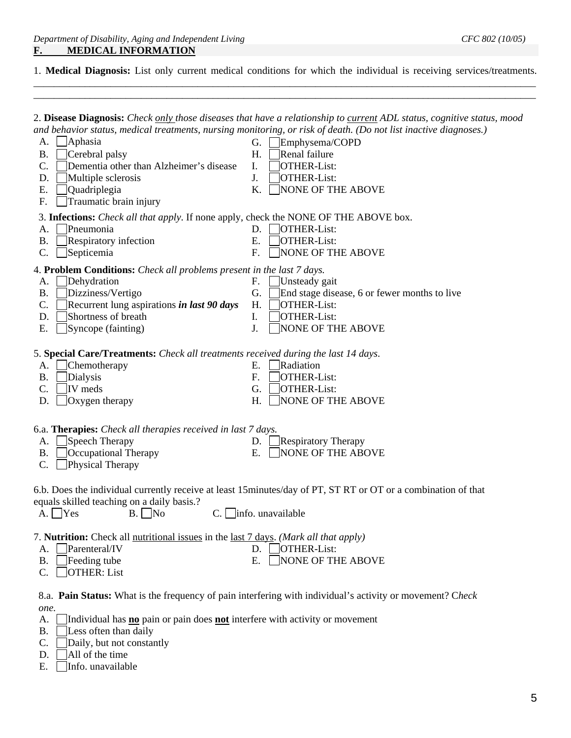## F. MEDICAL INFORMATION

1. **Medical Diagnosis:** List only current medical conditions for which the individual is receiving services/treatments.
______________________________________________________________________________________________
______________________________________________________________________________________________

2. **Disease Diagnosis:** *Check only those diseases that have a relationship to current ADL status, cognitive status, mood and behavior status, medical treatments, nursing monitoring, or risk of death. (Do not list inactive diagnoses.)*

- A. ☐ Aphasia
- B. ☐ Cerebral palsy
- C. ☐ Dementia other than Alzheimer's disease
- D. ☐ Multiple sclerosis
- E. ☐ Quadriplegia
- F. ☐ Traumatic brain injury
- G. ☐ Emphysema/COPD
- H. ☐ Renal failure
- I. ☐ OTHER-List:
- J. ☐ OTHER-List:
- K. ☐ NONE OF THE ABOVE

3. **Infections:** *Check all that apply.* If none apply, check the NONE OF THE ABOVE box.

- A. ☐ Pneumonia
- B. ☐ Respiratory infection
- C. ☐ Septicemia
- D. ☐ OTHER-List:
- E. ☐ OTHER-List:
- F. ☐ NONE OF THE ABOVE

4. **Problem Conditions:** *Check all problems present in the last 7 days.*

- A. ☐ Dehydration
- B. ☐ Dizziness/Vertigo
- C. ☐ Recurrent lung aspirations ***in last 90 days***
- D. ☐ Shortness of breath
- E. ☐ Syncope (fainting)
- F. ☐ Unsteady gait
- G. ☐ End stage disease, 6 or fewer months to live
- H. ☐ OTHER-List:
- I. ☐ OTHER-List:
- J. ☐ NONE OF THE ABOVE

5. **Special Care/Treatments:** *Check all treatments received during the last 14 days.*

- A. ☐ Chemotherapy
- B. ☐ Dialysis
- C. ☐ IV meds
- D. ☐ Oxygen therapy
- E. ☐ Radiation
- F. ☐ OTHER-List:
- G. ☐ OTHER-List:
- H. ☐ NONE OF THE ABOVE

6.a. **Therapies:** *Check all therapies received in last 7 days.*

- A. ☐ Speech Therapy
- B. ☐ Occupational Therapy
- C. ☐ Physical Therapy
- D. ☐ Respiratory Therapy
- E. ☐ NONE OF THE ABOVE

6.b. Does the individual currently receive at least 15minutes/day of PT, ST RT or OT or a combination of that equals skilled teaching on a daily basis.?

A. ☐ Yes B. ☐ No C. ☐ info. unavailable

7. **Nutrition:** Check all nutritional issues in the last 7 days. *(Mark all that apply)*

- A. ☐ Parenteral/IV
- B. ☐ Feeding tube
- C. ☐ OTHER: List
- D. ☐ OTHER-List:
- E. ☐ NONE OF THE ABOVE

8.a. **Pain Status:** What is the frequency of pain interfering with individual's activity or movement? C*heck one.*

- A. ☐ Individual has **no** pain or pain does **not** interfere with activity or movement
- B. ☐ Less often than daily
- C. ☐ Daily, but not constantly
- D. ☐ All of the time
- E. ☐ Info. unavailable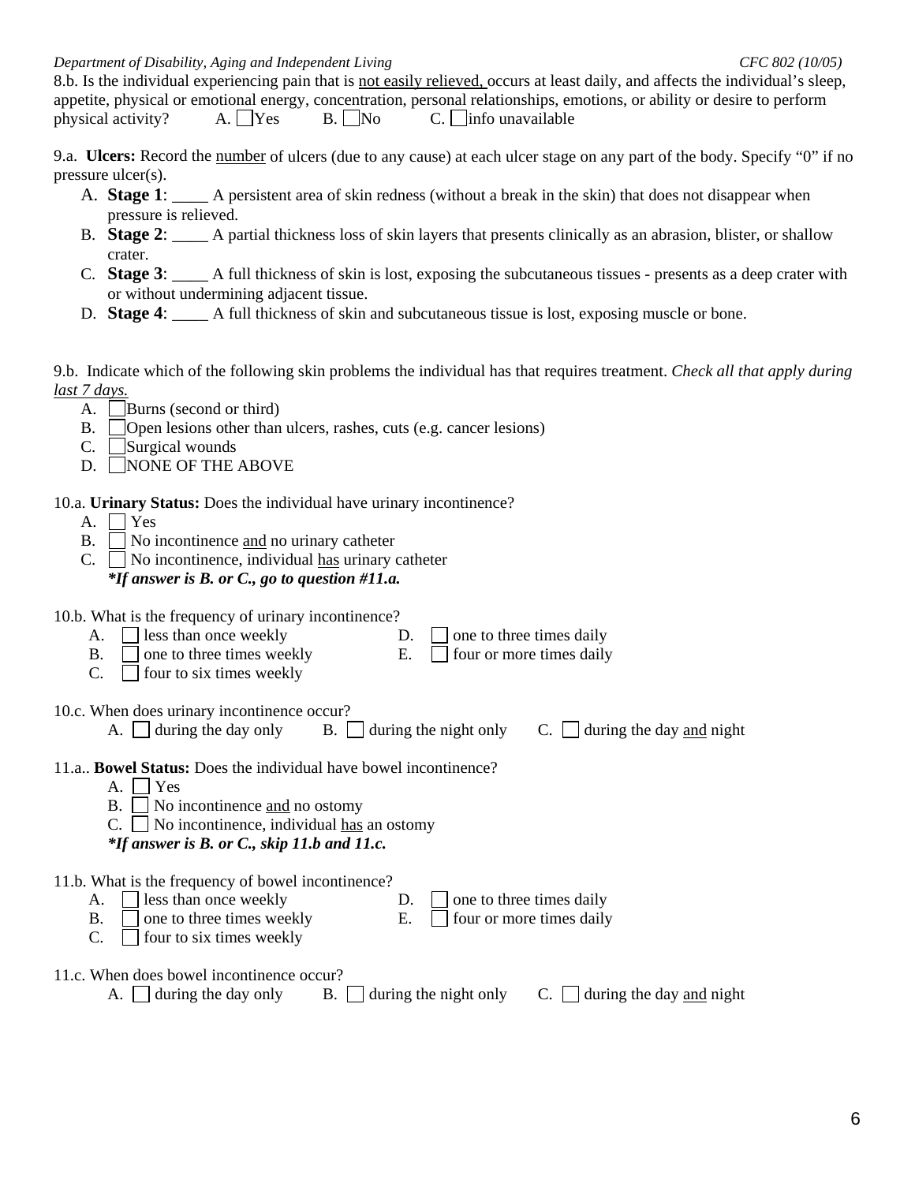8.b. Is the individual experiencing pain that is not easily relieved, occurs at least daily, and affects the individual's sleep, appetite, physical or emotional energy, concentration, personal relationships, emotions, or ability or desire to perform physical activity? A. ☐ Yes B. ☐ No C. ☐ info unavailable

9.a. **Ulcers:** Record the number of ulcers (due to any cause) at each ulcer stage on any part of the body. Specify "0" if no pressure ulcer(s).

A. **Stage 1**: ____ A persistent area of skin redness (without a break in the skin) that does not disappear when pressure is relieved.
B. **Stage 2**: ____ A partial thickness loss of skin layers that presents clinically as an abrasion, blister, or shallow crater.
C. **Stage 3**: ____ A full thickness of skin is lost, exposing the subcutaneous tissues - presents as a deep crater with or without undermining adjacent tissue.
D. **Stage 4**: ____ A full thickness of skin and subcutaneous tissue is lost, exposing muscle or bone.

9.b. Indicate which of the following skin problems the individual has that requires treatment. *Check all that apply during last 7 days.*

A. ☐ Burns (second or third)
B. ☐ Open lesions other than ulcers, rashes, cuts (e.g. cancer lesions)
C. ☐ Surgical wounds
D. ☐ NONE OF THE ABOVE

10.a. **Urinary Status:** Does the individual have urinary incontinence?

A. ☐ Yes
B. ☐ No incontinence and no urinary catheter
C. ☐ No incontinence, individual has urinary catheter

***If answer is B. or C., go to question #11.a.***

10.b. What is the frequency of urinary incontinence?

A. ☐ less than once weekly
B. ☐ one to three times weekly
C. ☐ four to six times weekly
D. ☐ one to three times daily
E. ☐ four or more times daily

10.c. When does urinary incontinence occur?

A. ☐ during the day only B. ☐ during the night only C. ☐ during the day and night

11.a.. **Bowel Status:** Does the individual have bowel incontinence?

A. ☐ Yes
B. ☐ No incontinence and no ostomy
C. ☐ No incontinence, individual has an ostomy

***If answer is B. or C., skip 11.b and 11.c.***

11.b. What is the frequency of bowel incontinence?

A. ☐ less than once weekly
B. ☐ one to three times weekly
C. ☐ four to six times weekly
D. ☐ one to three times daily
E. ☐ four or more times daily

11.c. When does bowel incontinence occur?

A. ☐ during the day only B. ☐ during the night only C. ☐ during the day and night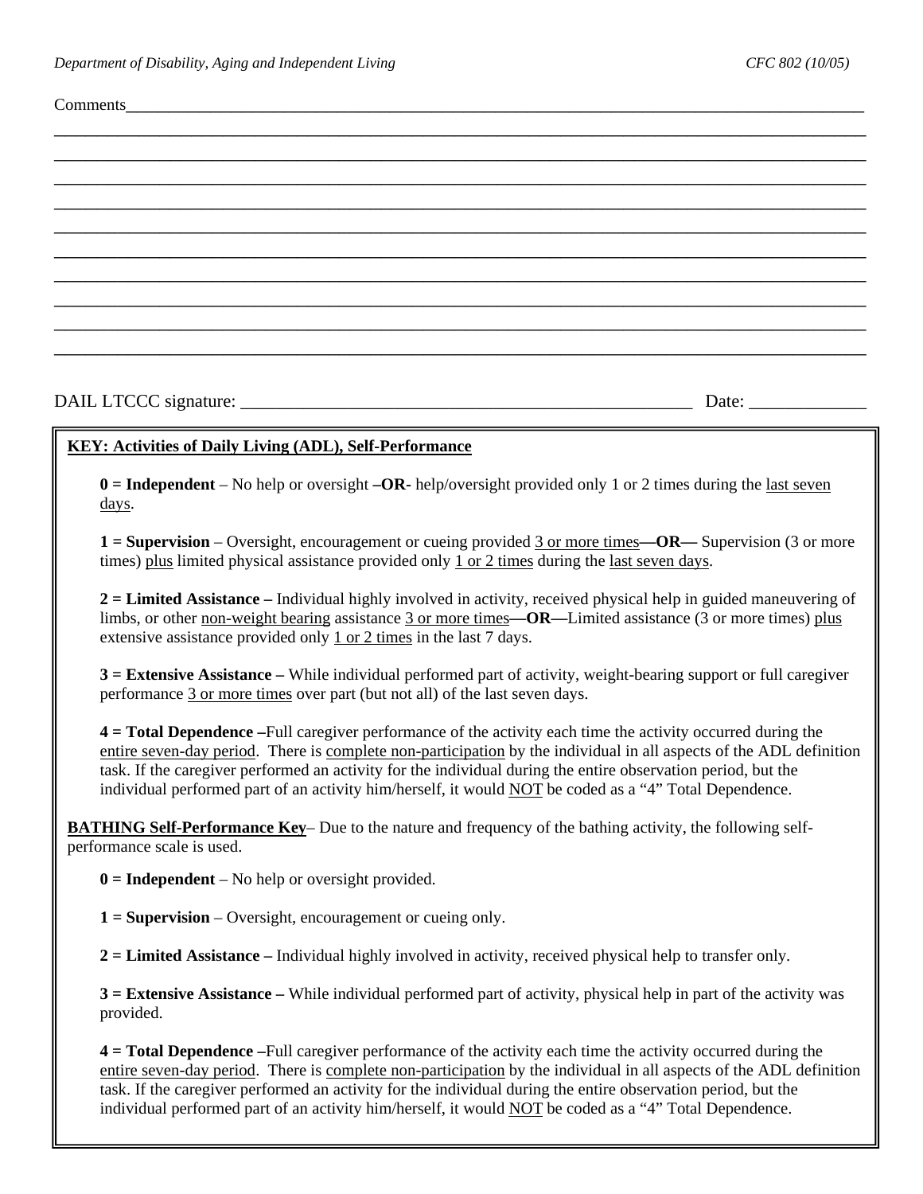Comments\_\_\_\_\_\_\_\_\_\_\_\_\_\_\_\_\_\_\_\_\_\_\_\_\_\_\_\_\_\_\_\_\_\_\_\_\_\_\_\_\_\_\_\_\_\_\_\_\_\_\_\_\_\_\_\_\_\_\_\_\_\_\_\_\_\_\_\_\_\_\_\_\_\_\_\_\_\_

DAIL LTCCC signature: \_\_\_\_\_\_\_\_\_\_\_\_\_\_\_\_\_\_\_\_\_\_\_\_\_\_\_\_\_\_\_\_\_\_\_\_\_\_\_\_\_\_\_\_\_\_\_\_ Date: \_\_\_\_\_\_\_\_\_\_\_\_

**KEY: Activities of Daily Living (ADL), Self-Performance**

**0 = Independent** – No help or oversight **–OR-** help/oversight provided only 1 or 2 times during the last seven days.

**1 = Supervision** – Oversight, encouragement or cueing provided 3 or more times**—OR—** Supervision (3 or more times) plus limited physical assistance provided only 1 or 2 times during the last seven days.

**2 = Limited Assistance –** Individual highly involved in activity, received physical help in guided maneuvering of limbs, or other non-weight bearing assistance 3 or more times**—OR—**Limited assistance (3 or more times) plus extensive assistance provided only 1 or 2 times in the last 7 days.

**3 = Extensive Assistance –** While individual performed part of activity, weight-bearing support or full caregiver performance 3 or more times over part (but not all) of the last seven days.

**4 = Total Dependence –**Full caregiver performance of the activity each time the activity occurred during the entire seven-day period. There is complete non-participation by the individual in all aspects of the ADL definition task. If the caregiver performed an activity for the individual during the entire observation period, but the individual performed part of an activity him/herself, it would NOT be coded as a "4" Total Dependence.

**BATHING Self-Performance Key**– Due to the nature and frequency of the bathing activity, the following self-performance scale is used.

**0 = Independent** – No help or oversight provided.

**1 = Supervision** – Oversight, encouragement or cueing only.

**2 = Limited Assistance –** Individual highly involved in activity, received physical help to transfer only.

**3 = Extensive Assistance –** While individual performed part of activity, physical help in part of the activity was provided.

**4 = Total Dependence –**Full caregiver performance of the activity each time the activity occurred during the entire seven-day period. There is complete non-participation by the individual in all aspects of the ADL definition task. If the caregiver performed an activity for the individual during the entire observation period, but the individual performed part of an activity him/herself, it would NOT be coded as a "4" Total Dependence.